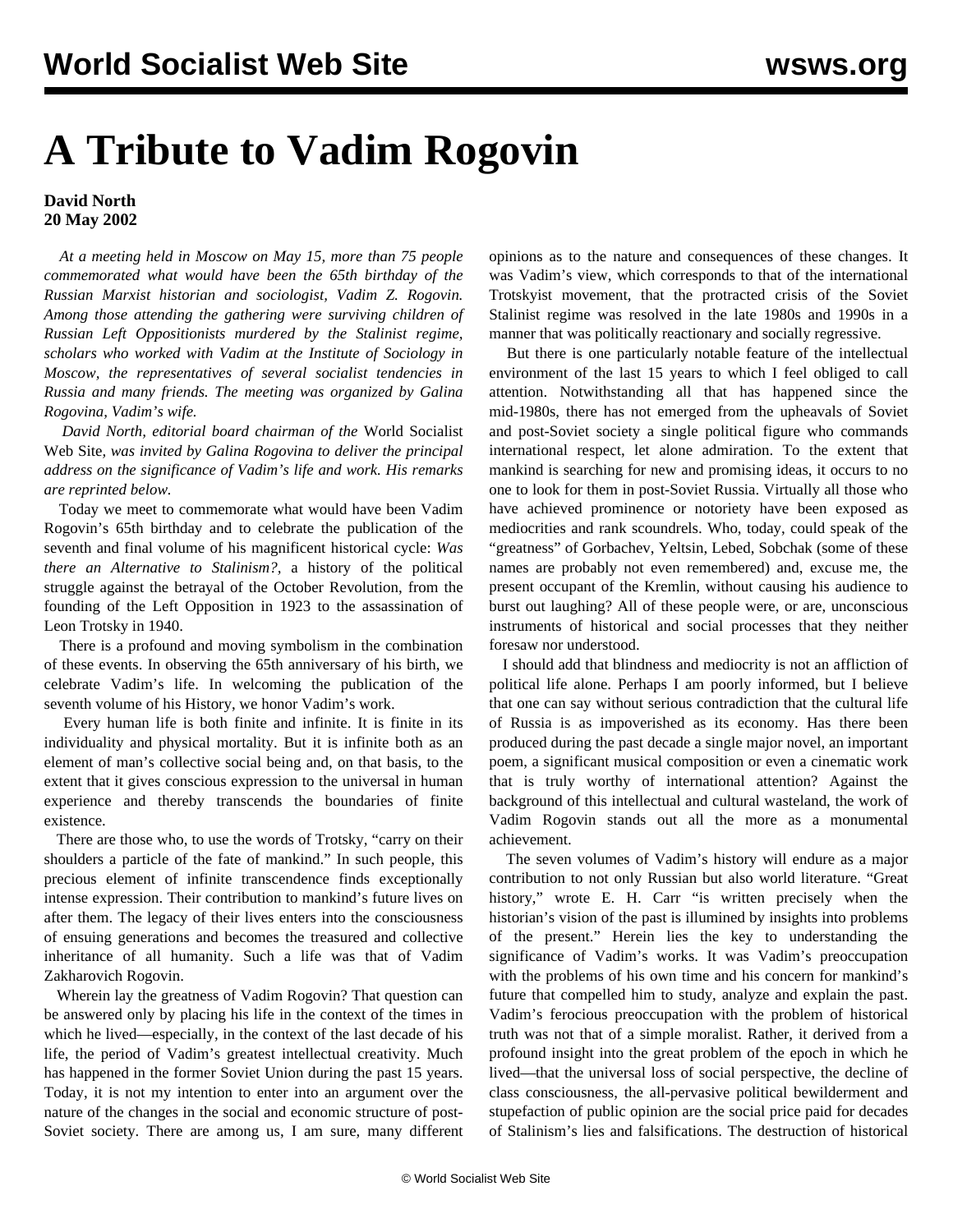# A Tribute to Vadim Rogovin

**David North**
**20 May 2002**

*At a meeting held in Moscow on May 15, more than 75 people commemorated what would have been the 65th birthday of the Russian Marxist historian and sociologist, Vadim Z. Rogovin. Among those attending the gathering were surviving children of Russian Left Oppositionists murdered by the Stalinist regime, scholars who worked with Vadim at the Institute of Sociology in Moscow, the representatives of several socialist tendencies in Russia and many friends. The meeting was organized by Galina Rogovina, Vadim's wife.*

*David North, editorial board chairman of the* World Socialist Web Site, *was invited by Galina Rogovina to deliver the principal address on the significance of Vadim's life and work. His remarks are reprinted below.*

Today we meet to commemorate what would have been Vadim Rogovin's 65th birthday and to celebrate the publication of the seventh and final volume of his magnificent historical cycle: *Was there an Alternative to Stalinism?*, a history of the political struggle against the betrayal of the October Revolution, from the founding of the Left Opposition in 1923 to the assassination of Leon Trotsky in 1940.

There is a profound and moving symbolism in the combination of these events. In observing the 65th anniversary of his birth, we celebrate Vadim's life. In welcoming the publication of the seventh volume of his History, we honor Vadim's work.

Every human life is both finite and infinite. It is finite in its individuality and physical mortality. But it is infinite both as an element of man's collective social being and, on that basis, to the extent that it gives conscious expression to the universal in human experience and thereby transcends the boundaries of finite existence.

There are those who, to use the words of Trotsky, "carry on their shoulders a particle of the fate of mankind." In such people, this precious element of infinite transcendence finds exceptionally intense expression. Their contribution to mankind's future lives on after them. The legacy of their lives enters into the consciousness of ensuing generations and becomes the treasured and collective inheritance of all humanity. Such a life was that of Vadim Zakharovich Rogovin.

Wherein lay the greatness of Vadim Rogovin? That question can be answered only by placing his life in the context of the times in which he lived—especially, in the context of the last decade of his life, the period of Vadim's greatest intellectual creativity. Much has happened in the former Soviet Union during the past 15 years. Today, it is not my intention to enter into an argument over the nature of the changes in the social and economic structure of post-Soviet society. There are among us, I am sure, many different opinions as to the nature and consequences of these changes. It was Vadim's view, which corresponds to that of the international Trotskyist movement, that the protracted crisis of the Soviet Stalinist regime was resolved in the late 1980s and 1990s in a manner that was politically reactionary and socially regressive.

But there is one particularly notable feature of the intellectual environment of the last 15 years to which I feel obliged to call attention. Notwithstanding all that has happened since the mid-1980s, there has not emerged from the upheavals of Soviet and post-Soviet society a single political figure who commands international respect, let alone admiration. To the extent that mankind is searching for new and promising ideas, it occurs to no one to look for them in post-Soviet Russia. Virtually all those who have achieved prominence or notoriety have been exposed as mediocrities and rank scoundrels. Who, today, could speak of the "greatness" of Gorbachev, Yeltsin, Lebed, Sobchak (some of these names are probably not even remembered) and, excuse me, the present occupant of the Kremlin, without causing his audience to burst out laughing? All of these people were, or are, unconscious instruments of historical and social processes that they neither foresaw nor understood.

I should add that blindness and mediocrity is not an affliction of political life alone. Perhaps I am poorly informed, but I believe that one can say without serious contradiction that the cultural life of Russia is as impoverished as its economy. Has there been produced during the past decade a single major novel, an important poem, a significant musical composition or even a cinematic work that is truly worthy of international attention? Against the background of this intellectual and cultural wasteland, the work of Vadim Rogovin stands out all the more as a monumental achievement.

The seven volumes of Vadim's history will endure as a major contribution to not only Russian but also world literature. "Great history," wrote E. H. Carr "is written precisely when the historian's vision of the past is illumined by insights into problems of the present." Herein lies the key to understanding the significance of Vadim's works. It was Vadim's preoccupation with the problems of his own time and his concern for mankind's future that compelled him to study, analyze and explain the past. Vadim's ferocious preoccupation with the problem of historical truth was not that of a simple moralist. Rather, it derived from a profound insight into the great problem of the epoch in which he lived—that the universal loss of social perspective, the decline of class consciousness, the all-pervasive political bewilderment and stupefaction of public opinion are the social price paid for decades of Stalinism's lies and falsifications. The destruction of historical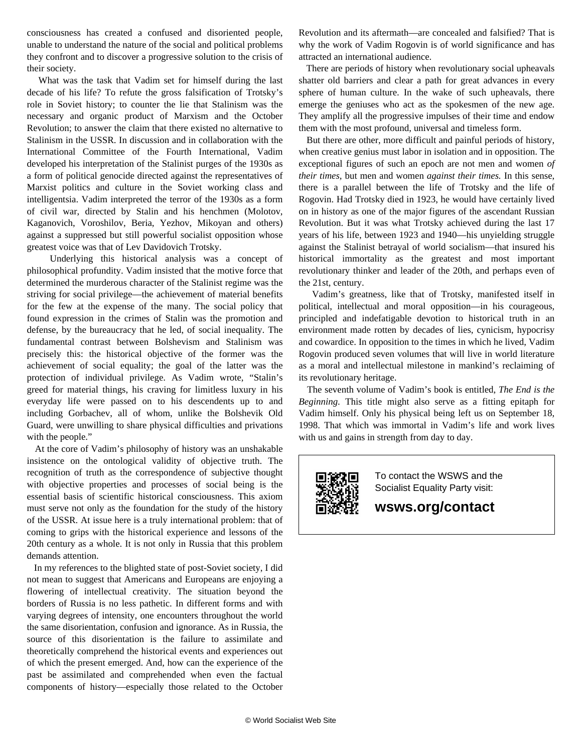consciousness has created a confused and disoriented people, unable to understand the nature of the social and political problems they confront and to discover a progressive solution to the crisis of their society.

What was the task that Vadim set for himself during the last decade of his life? To refute the gross falsification of Trotsky's role in Soviet history; to counter the lie that Stalinism was the necessary and organic product of Marxism and the October Revolution; to answer the claim that there existed no alternative to Stalinism in the USSR. In discussion and in collaboration with the International Committee of the Fourth International, Vadim developed his interpretation of the Stalinist purges of the 1930s as a form of political genocide directed against the representatives of Marxist politics and culture in the Soviet working class and intelligentsia. Vadim interpreted the terror of the 1930s as a form of civil war, directed by Stalin and his henchmen (Molotov, Kaganovich, Voroshilov, Beria, Yezhov, Mikoyan and others) against a suppressed but still powerful socialist opposition whose greatest voice was that of Lev Davidovich Trotsky.

Underlying this historical analysis was a concept of philosophical profundity. Vadim insisted that the motive force that determined the murderous character of the Stalinist regime was the striving for social privilege—the achievement of material benefits for the few at the expense of the many. The social policy that found expression in the crimes of Stalin was the promotion and defense, by the bureaucracy that he led, of social inequality. The fundamental contrast between Bolshevism and Stalinism was precisely this: the historical objective of the former was the achievement of social equality; the goal of the latter was the protection of individual privilege. As Vadim wrote, "Stalin's greed for material things, his craving for limitless luxury in his everyday life were passed on to his descendents up to and including Gorbachev, all of whom, unlike the Bolshevik Old Guard, were unwilling to share physical difficulties and privations with the people."

At the core of Vadim's philosophy of history was an unshakable insistence on the ontological validity of objective truth. The recognition of truth as the correspondence of subjective thought with objective properties and processes of social being is the essential basis of scientific historical consciousness. This axiom must serve not only as the foundation for the study of the history of the USSR. At issue here is a truly international problem: that of coming to grips with the historical experience and lessons of the 20th century as a whole. It is not only in Russia that this problem demands attention.

In my references to the blighted state of post-Soviet society, I did not mean to suggest that Americans and Europeans are enjoying a flowering of intellectual creativity. The situation beyond the borders of Russia is no less pathetic. In different forms and with varying degrees of intensity, one encounters throughout the world the same disorientation, confusion and ignorance. As in Russia, the source of this disorientation is the failure to assimilate and theoretically comprehend the historical events and experiences out of which the present emerged. And, how can the experience of the past be assimilated and comprehended when even the factual components of history—especially those related to the October Revolution and its aftermath—are concealed and falsified? That is why the work of Vadim Rogovin is of world significance and has attracted an international audience.

There are periods of history when revolutionary social upheavals shatter old barriers and clear a path for great advances in every sphere of human culture. In the wake of such upheavals, there emerge the geniuses who act as the spokesmen of the new age. They amplify all the progressive impulses of their time and endow them with the most profound, universal and timeless form.

But there are other, more difficult and painful periods of history, when creative genius must labor in isolation and in opposition. The exceptional figures of such an epoch are not men and women *of their times*, but men and women *against their times.* In this sense, there is a parallel between the life of Trotsky and the life of Rogovin. Had Trotsky died in 1923, he would have certainly lived on in history as one of the major figures of the ascendant Russian Revolution. But it was what Trotsky achieved during the last 17 years of his life, between 1923 and 1940—his unyielding struggle against the Stalinist betrayal of world socialism—that insured his historical immortality as the greatest and most important revolutionary thinker and leader of the 20th, and perhaps even of the 21st, century.

Vadim's greatness, like that of Trotsky, manifested itself in political, intellectual and moral opposition—in his courageous, principled and indefatigable devotion to historical truth in an environment made rotten by decades of lies, cynicism, hypocrisy and cowardice. In opposition to the times in which he lived, Vadim Rogovin produced seven volumes that will live in world literature as a moral and intellectual milestone in mankind's reclaiming of its revolutionary heritage.

The seventh volume of Vadim's book is entitled, *The End is the Beginning.* This title might also serve as a fitting epitaph for Vadim himself. Only his physical being left us on September 18, 1998. That which was immortal in Vadim's life and work lives with us and gains in strength from day to day.

To contact the WSWS and the Socialist Equality Party visit:

**wsws.org/contact**